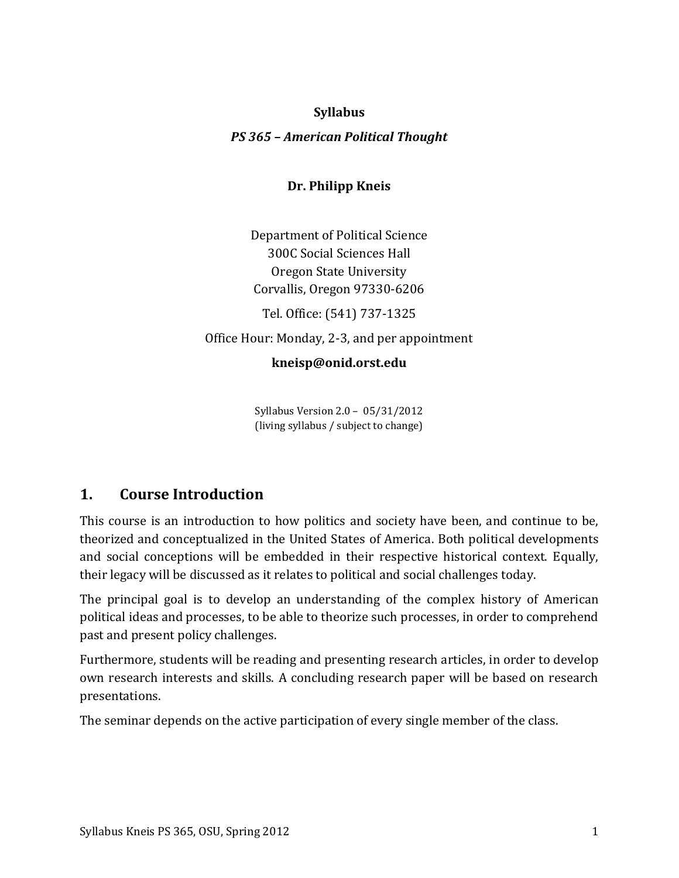**Syllabus**

***PS 365 – American Political Thought***

**Dr. Philipp Kneis**

Department of Political Science
300C Social Sciences Hall
Oregon State University
Corvallis, Oregon 97330-6206

Tel. Office: (541) 737-1325

Office Hour: Monday, 2-3, and per appointment

**kneisp@onid.orst.edu**

Syllabus Version 2.0 – 05/31/2012
(living syllabus / subject to change)

## 1. Course Introduction

This course is an introduction to how politics and society have been, and continue to be, theorized and conceptualized in the United States of America. Both political developments and social conceptions will be embedded in their respective historical context. Equally, their legacy will be discussed as it relates to political and social challenges today.

The principal goal is to develop an understanding of the complex history of American political ideas and processes, to be able to theorize such processes, in order to comprehend past and present policy challenges.

Furthermore, students will be reading and presenting research articles, in order to develop own research interests and skills. A concluding research paper will be based on research presentations.

The seminar depends on the active participation of every single member of the class.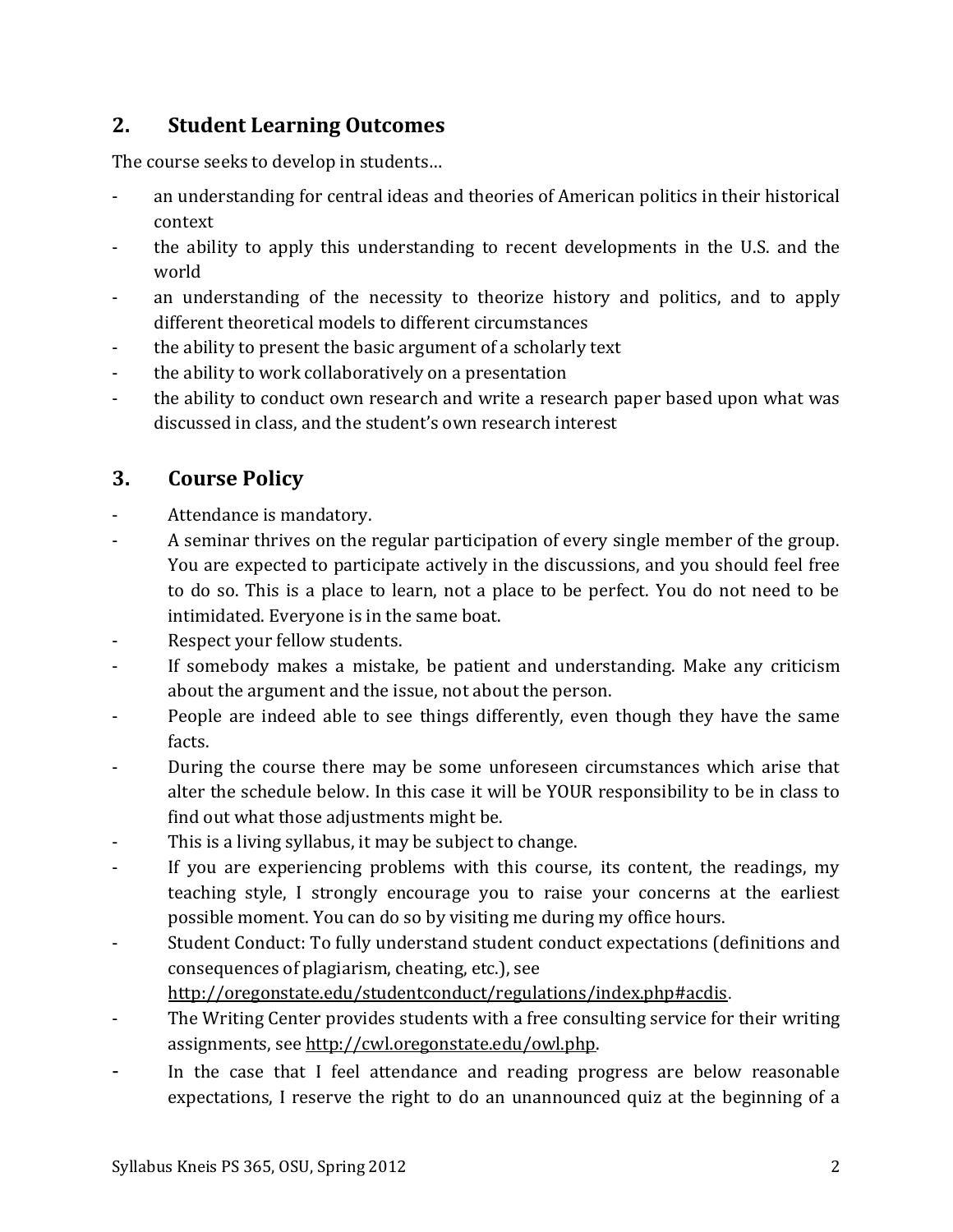## 2. Student Learning Outcomes

The course seeks to develop in students…

- an understanding for central ideas and theories of American politics in their historical context
- the ability to apply this understanding to recent developments in the U.S. and the world
- an understanding of the necessity to theorize history and politics, and to apply different theoretical models to different circumstances
- the ability to present the basic argument of a scholarly text
- the ability to work collaboratively on a presentation
- the ability to conduct own research and write a research paper based upon what was discussed in class, and the student's own research interest

## 3. Course Policy

- Attendance is mandatory.
- A seminar thrives on the regular participation of every single member of the group. You are expected to participate actively in the discussions, and you should feel free to do so. This is a place to learn, not a place to be perfect. You do not need to be intimidated. Everyone is in the same boat.
- Respect your fellow students.
- If somebody makes a mistake, be patient and understanding. Make any criticism about the argument and the issue, not about the person.
- People are indeed able to see things differently, even though they have the same facts.
- During the course there may be some unforeseen circumstances which arise that alter the schedule below. In this case it will be YOUR responsibility to be in class to find out what those adjustments might be.
- This is a living syllabus, it may be subject to change.
- If you are experiencing problems with this course, its content, the readings, my teaching style, I strongly encourage you to raise your concerns at the earliest possible moment. You can do so by visiting me during my office hours.
- Student Conduct: To fully understand student conduct expectations (definitions and consequences of plagiarism, cheating, etc.), see http://oregonstate.edu/studentconduct/regulations/index.php#acdis.
- The Writing Center provides students with a free consulting service for their writing assignments, see http://cwl.oregonstate.edu/owl.php.
- In the case that I feel attendance and reading progress are below reasonable expectations, I reserve the right to do an unannounced quiz at the beginning of a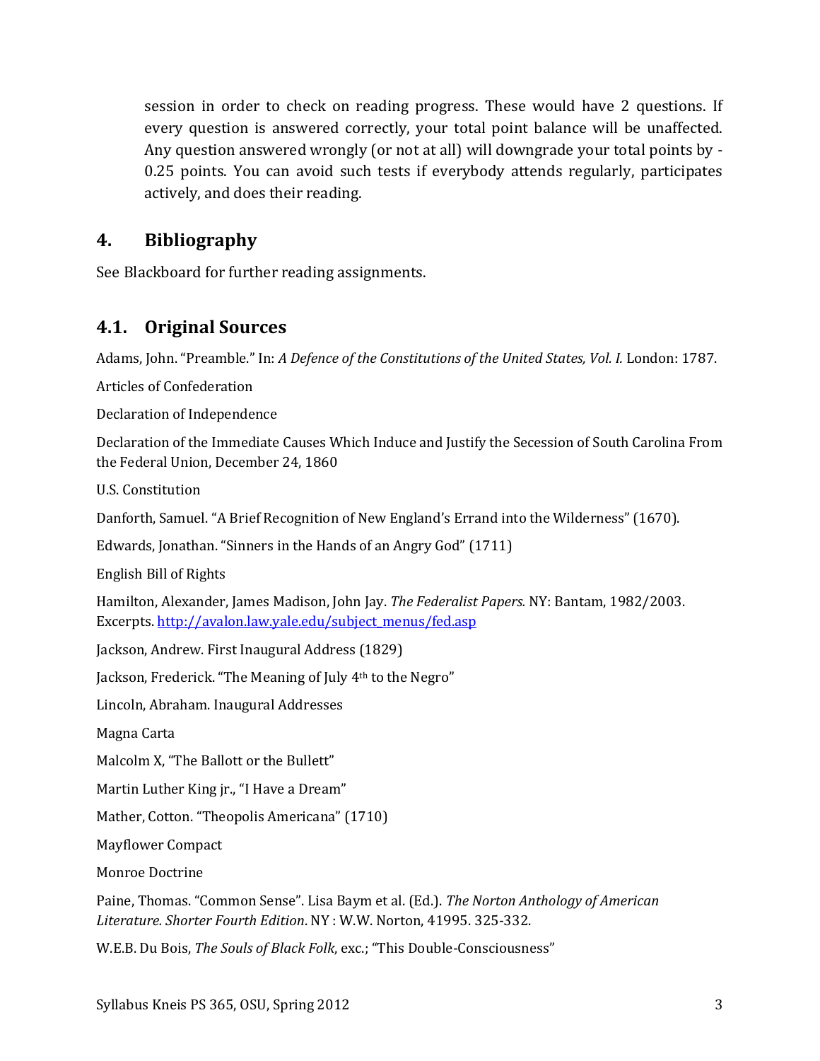session in order to check on reading progress. These would have 2 questions. If every question is answered correctly, your total point balance will be unaffected. Any question answered wrongly (or not at all) will downgrade your total points by -0.25 points. You can avoid such tests if everybody attends regularly, participates actively, and does their reading.

## 4. Bibliography

See Blackboard for further reading assignments.

### 4.1. Original Sources

Adams, John. "Preamble." In: *A Defence of the Constitutions of the United States, Vol. I.* London: 1787.

Articles of Confederation

Declaration of Independence

Declaration of the Immediate Causes Which Induce and Justify the Secession of South Carolina From the Federal Union, December 24, 1860

U.S. Constitution

Danforth, Samuel. "A Brief Recognition of New England's Errand into the Wilderness" (1670).

Edwards, Jonathan. "Sinners in the Hands of an Angry God" (1711)

English Bill of Rights

Hamilton, Alexander, James Madison, John Jay. *The Federalist Papers.* NY: Bantam, 1982/2003. Excerpts. http://avalon.law.yale.edu/subject_menus/fed.asp

Jackson, Andrew. First Inaugural Address (1829)

Jackson, Frederick. "The Meaning of July 4th to the Negro"

Lincoln, Abraham. Inaugural Addresses

Magna Carta

Malcolm X, "The Ballott or the Bullett"

Martin Luther King jr., "I Have a Dream"

Mather, Cotton. "Theopolis Americana" (1710)

Mayflower Compact

Monroe Doctrine

Paine, Thomas. "Common Sense". Lisa Baym et al. (Ed.). *The Norton Anthology of American Literature. Shorter Fourth Edition*. NY : W.W. Norton, 41995. 325-332.

W.E.B. Du Bois, *The Souls of Black Folk*, exc.; "This Double-Consciousness"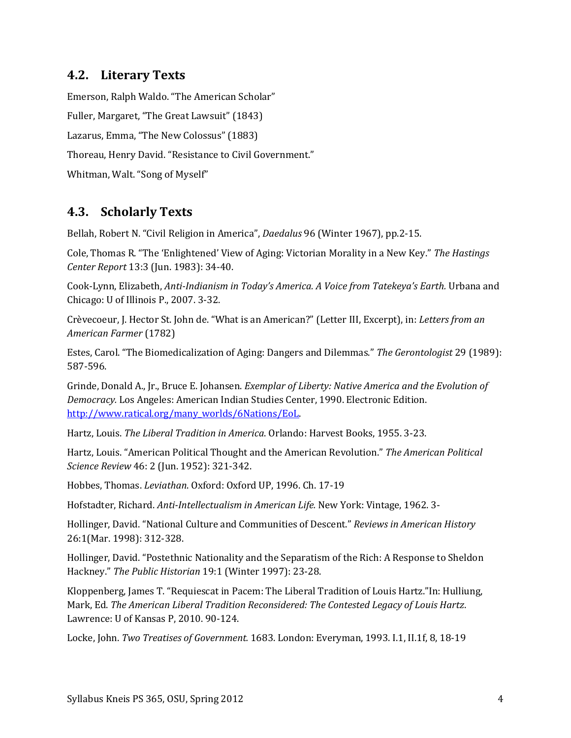## 4.2. Literary Texts

Emerson, Ralph Waldo. "The American Scholar"

Fuller, Margaret, "The Great Lawsuit" (1843)

Lazarus, Emma, "The New Colossus" (1883)

Thoreau, Henry David. "Resistance to Civil Government."

Whitman, Walt. "Song of Myself"

## 4.3. Scholarly Texts

Bellah, Robert N. "Civil Religion in America", *Daedalus* 96 (Winter 1967), pp.2-15.

Cole, Thomas R. "The 'Enlightened' View of Aging: Victorian Morality in a New Key." *The Hastings Center Report* 13:3 (Jun. 1983): 34-40.

Cook-Lynn, Elizabeth, *Anti-Indianism in Today's America. A Voice from Tatekeya's Earth.* Urbana and Chicago: U of Illinois P., 2007. 3-32.

Crèvecoeur, J. Hector St. John de. "What is an American?" (Letter III, Excerpt), in: *Letters from an American Farmer* (1782)

Estes, Carol. "The Biomedicalization of Aging: Dangers and Dilemmas." *The Gerontologist* 29 (1989): 587-596.

Grinde, Donald A., Jr., Bruce E. Johansen. *Exemplar of Liberty: Native America and the Evolution of Democracy.* Los Angeles: American Indian Studies Center, 1990. Electronic Edition. http://www.ratical.org/many_worlds/6Nations/EoL.

Hartz, Louis. *The Liberal Tradition in America*. Orlando: Harvest Books, 1955. 3-23.

Hartz, Louis. "American Political Thought and the American Revolution." *The American Political Science Review* 46: 2 (Jun. 1952): 321-342.

Hobbes, Thomas. *Leviathan*. Oxford: Oxford UP, 1996. Ch. 17-19

Hofstadter, Richard. *Anti-Intellectualism in American Life.* New York: Vintage, 1962. 3-

Hollinger, David. "National Culture and Communities of Descent." *Reviews in American History* 26:1(Mar. 1998): 312-328.

Hollinger, David. "Postethnic Nationality and the Separatism of the Rich: A Response to Sheldon Hackney." *The Public Historian* 19:1 (Winter 1997): 23-28.

Kloppenberg, James T. "Requiescat in Pacem: The Liberal Tradition of Louis Hartz."In: Hulliung, Mark, Ed. *The American Liberal Tradition Reconsidered: The Contested Legacy of Louis Hartz*. Lawrence: U of Kansas P, 2010. 90-124.

Locke, John. *Two Treatises of Government.* 1683. London: Everyman, 1993. I.1, II.1f, 8, 18-19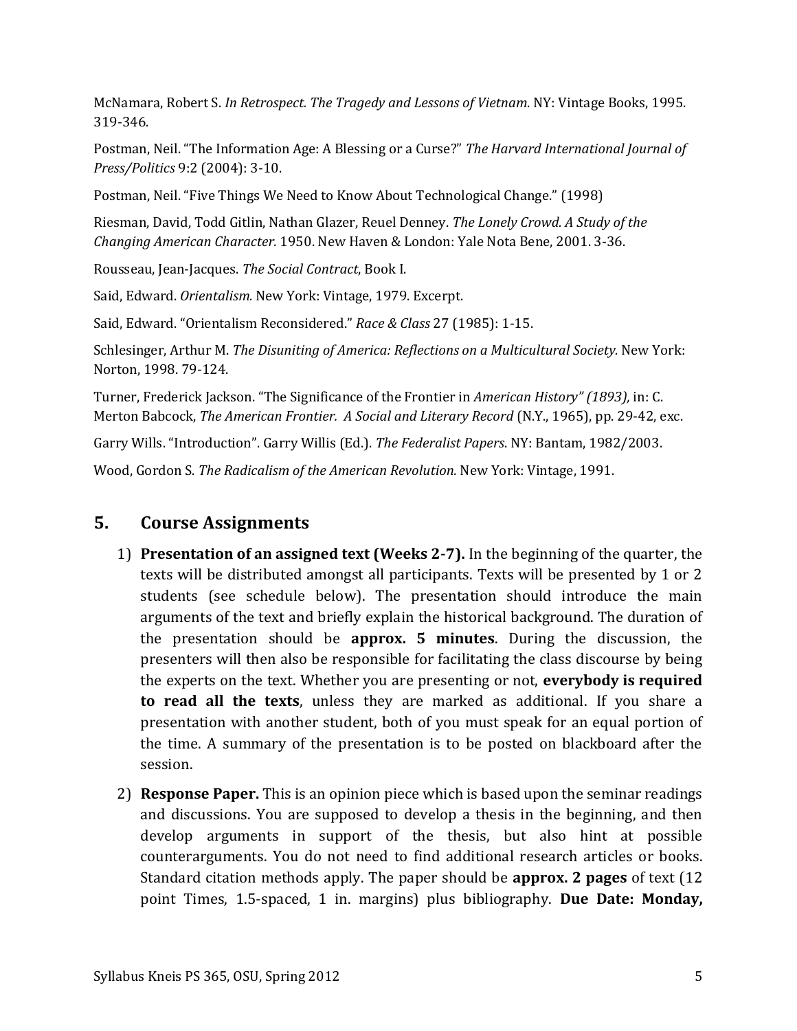McNamara, Robert S. *In Retrospect. The Tragedy and Lessons of Vietnam*. NY: Vintage Books, 1995. 319-346.

Postman, Neil. "The Information Age: A Blessing or a Curse?" *The Harvard International Journal of Press/Politics* 9:2 (2004): 3-10.

Postman, Neil. "Five Things We Need to Know About Technological Change." (1998)

Riesman, David, Todd Gitlin, Nathan Glazer, Reuel Denney. *The Lonely Crowd. A Study of the Changing American Character.* 1950. New Haven & London: Yale Nota Bene, 2001. 3-36.

Rousseau, Jean-Jacques. *The Social Contract*, Book I.

Said, Edward. *Orientalism.* New York: Vintage, 1979. Excerpt.

Said, Edward. "Orientalism Reconsidered." *Race & Class* 27 (1985): 1-15.

Schlesinger, Arthur M. *The Disuniting of America: Reflections on a Multicultural Society.* New York: Norton, 1998. 79-124.

Turner, Frederick Jackson. "The Significance of the Frontier in *American History" (1893),* in: C. Merton Babcock, *The American Frontier. A Social and Literary Record* (N.Y., 1965), pp. 29-42, exc.

Garry Wills. "Introduction". Garry Willis (Ed.). *The Federalist Papers*. NY: Bantam, 1982/2003.

Wood, Gordon S. *The Radicalism of the American Revolution.* New York: Vintage, 1991.

## 5. Course Assignments

1) **Presentation of an assigned text (Weeks 2-7).** In the beginning of the quarter, the texts will be distributed amongst all participants. Texts will be presented by 1 or 2 students (see schedule below). The presentation should introduce the main arguments of the text and briefly explain the historical background. The duration of the presentation should be **approx. 5 minutes**. During the discussion, the presenters will then also be responsible for facilitating the class discourse by being the experts on the text. Whether you are presenting or not, **everybody is required to read all the texts**, unless they are marked as additional. If you share a presentation with another student, both of you must speak for an equal portion of the time. A summary of the presentation is to be posted on blackboard after the session.

2) **Response Paper.** This is an opinion piece which is based upon the seminar readings and discussions. You are supposed to develop a thesis in the beginning, and then develop arguments in support of the thesis, but also hint at possible counterarguments. You do not need to find additional research articles or books. Standard citation methods apply. The paper should be **approx. 2 pages** of text (12 point Times, 1.5-spaced, 1 in. margins) plus bibliography. **Due Date: Monday,**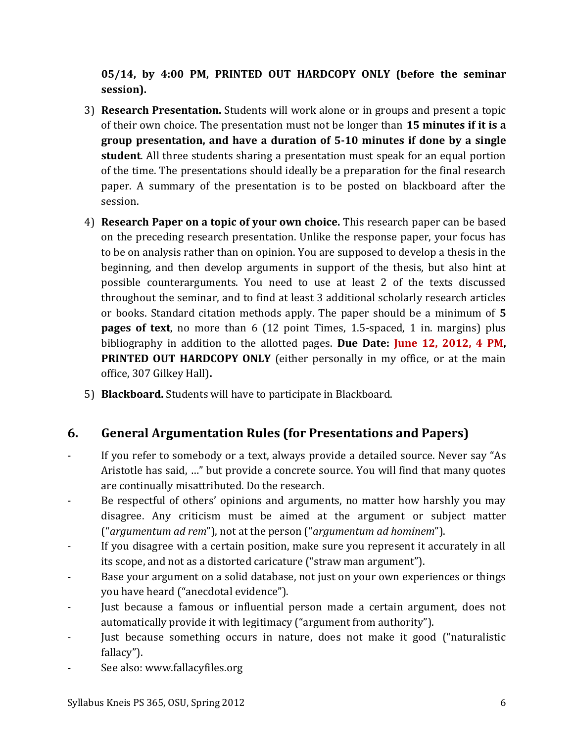**05/14, by 4:00 PM, PRINTED OUT HARDCOPY ONLY (before the seminar session).**

3) **Research Presentation.** Students will work alone or in groups and present a topic of their own choice. The presentation must not be longer than **15 minutes if it is a group presentation, and have a duration of 5-10 minutes if done by a single student**. All three students sharing a presentation must speak for an equal portion of the time. The presentations should ideally be a preparation for the final research paper. A summary of the presentation is to be posted on blackboard after the session.

4) **Research Paper on a topic of your own choice.** This research paper can be based on the preceding research presentation. Unlike the response paper, your focus has to be on analysis rather than on opinion. You are supposed to develop a thesis in the beginning, and then develop arguments in support of the thesis, but also hint at possible counterarguments. You need to use at least 2 of the texts discussed throughout the seminar, and to find at least 3 additional scholarly research articles or books. Standard citation methods apply. The paper should be a minimum of **5 pages of text**, no more than 6 (12 point Times, 1.5-spaced, 1 in. margins) plus bibliography in addition to the allotted pages. **Due Date: June 12, 2012, 4 PM, PRINTED OUT HARDCOPY ONLY** (either personally in my office, or at the main office, 307 Gilkey Hall)**.**

5) **Blackboard.** Students will have to participate in Blackboard.

## 6. General Argumentation Rules (for Presentations and Papers)

- If you refer to somebody or a text, always provide a detailed source. Never say "As Aristotle has said, …" but provide a concrete source. You will find that many quotes are continually misattributed. Do the research.
- Be respectful of others' opinions and arguments, no matter how harshly you may disagree. Any criticism must be aimed at the argument or subject matter ("*argumentum ad rem*"), not at the person ("*argumentum ad hominem*").
- If you disagree with a certain position, make sure you represent it accurately in all its scope, and not as a distorted caricature ("straw man argument").
- Base your argument on a solid database, not just on your own experiences or things you have heard ("anecdotal evidence").
- Just because a famous or influential person made a certain argument, does not automatically provide it with legitimacy ("argument from authority").
- Just because something occurs in nature, does not make it good ("naturalistic fallacy").
- See also: www.fallacyfiles.org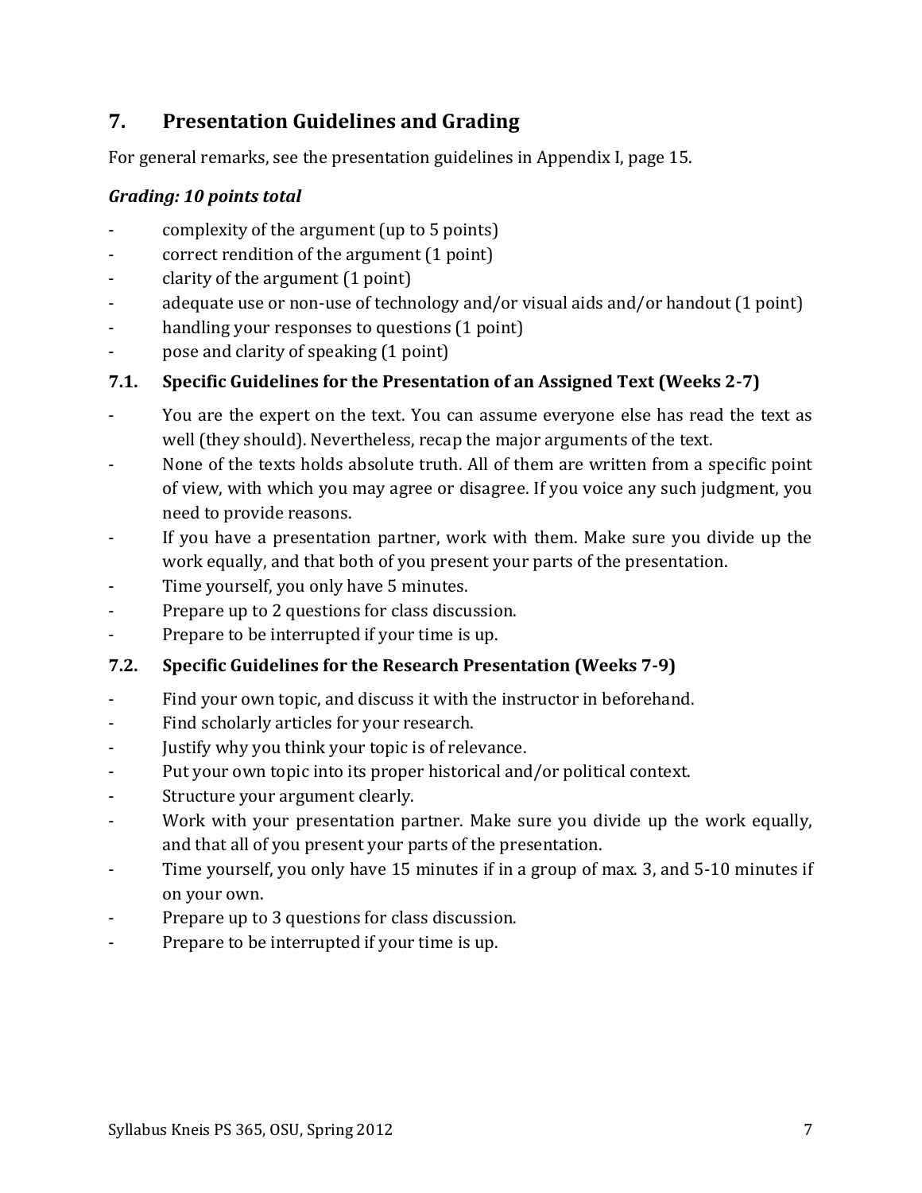## 7. Presentation Guidelines and Grading

For general remarks, see the presentation guidelines in Appendix I, page 15.

***Grading: 10 points total***

- complexity of the argument (up to 5 points)
- correct rendition of the argument (1 point)
- clarity of the argument (1 point)
- adequate use or non-use of technology and/or visual aids and/or handout (1 point)
- handling your responses to questions (1 point)
- pose and clarity of speaking (1 point)

### 7.1. Specific Guidelines for the Presentation of an Assigned Text (Weeks 2-7)

- You are the expert on the text. You can assume everyone else has read the text as well (they should). Nevertheless, recap the major arguments of the text.
- None of the texts holds absolute truth. All of them are written from a specific point of view, with which you may agree or disagree. If you voice any such judgment, you need to provide reasons.
- If you have a presentation partner, work with them. Make sure you divide up the work equally, and that both of you present your parts of the presentation.
- Time yourself, you only have 5 minutes.
- Prepare up to 2 questions for class discussion.
- Prepare to be interrupted if your time is up.

### 7.2. Specific Guidelines for the Research Presentation (Weeks 7-9)

- Find your own topic, and discuss it with the instructor in beforehand.
- Find scholarly articles for your research.
- Justify why you think your topic is of relevance.
- Put your own topic into its proper historical and/or political context.
- Structure your argument clearly.
- Work with your presentation partner. Make sure you divide up the work equally, and that all of you present your parts of the presentation.
- Time yourself, you only have 15 minutes if in a group of max. 3, and 5-10 minutes if on your own.
- Prepare up to 3 questions for class discussion.
- Prepare to be interrupted if your time is up.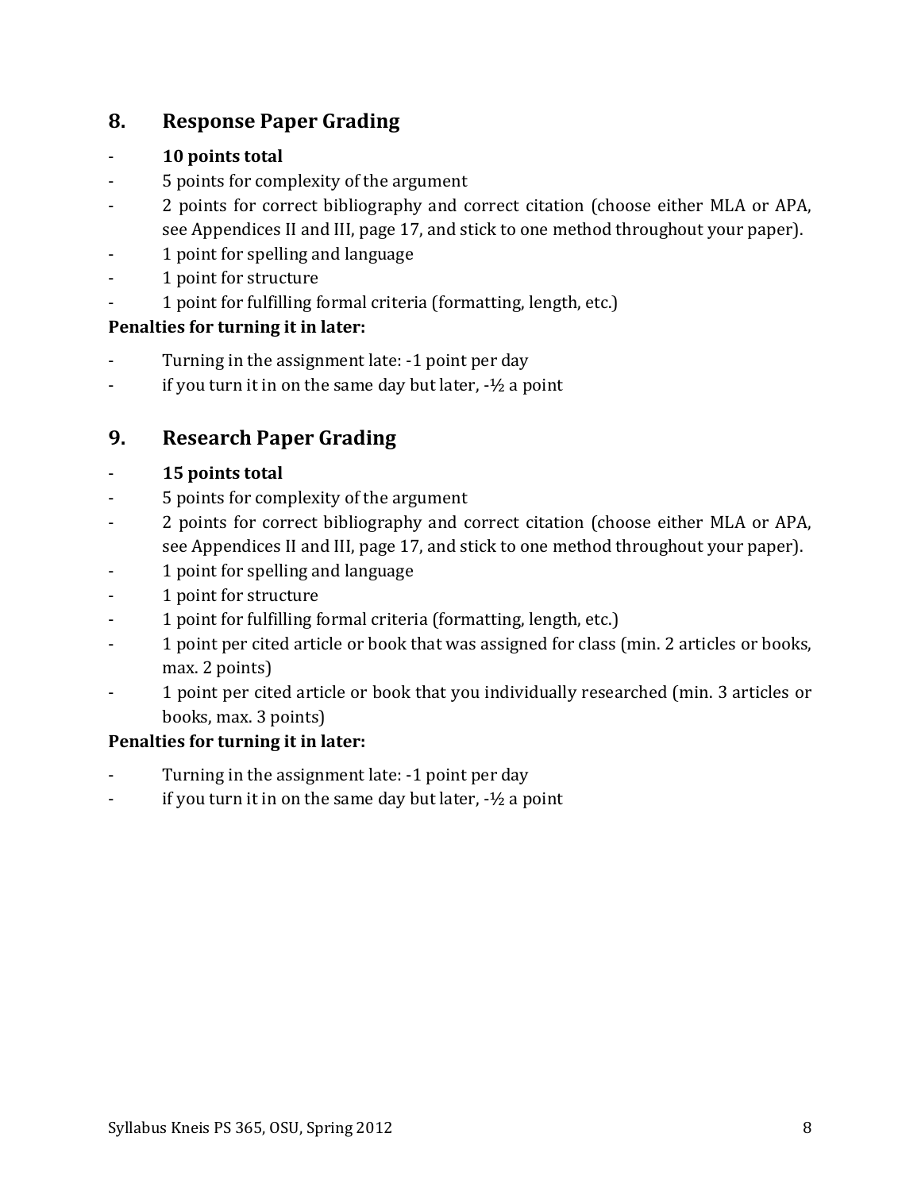## 8. Response Paper Grading

- **10 points total**
- 5 points for complexity of the argument
- 2 points for correct bibliography and correct citation (choose either MLA or APA, see Appendices II and III, page 17, and stick to one method throughout your paper).
- 1 point for spelling and language
- 1 point for structure
- 1 point for fulfilling formal criteria (formatting, length, etc.)

**Penalties for turning it in later:**

- Turning in the assignment late: -1 point per day
- if you turn it in on the same day but later, -½ a point

## 9. Research Paper Grading

- **15 points total**
- 5 points for complexity of the argument
- 2 points for correct bibliography and correct citation (choose either MLA or APA, see Appendices II and III, page 17, and stick to one method throughout your paper).
- 1 point for spelling and language
- 1 point for structure
- 1 point for fulfilling formal criteria (formatting, length, etc.)
- 1 point per cited article or book that was assigned for class (min. 2 articles or books, max. 2 points)
- 1 point per cited article or book that you individually researched (min. 3 articles or books, max. 3 points)

**Penalties for turning it in later:**

- Turning in the assignment late: -1 point per day
- if you turn it in on the same day but later, -½ a point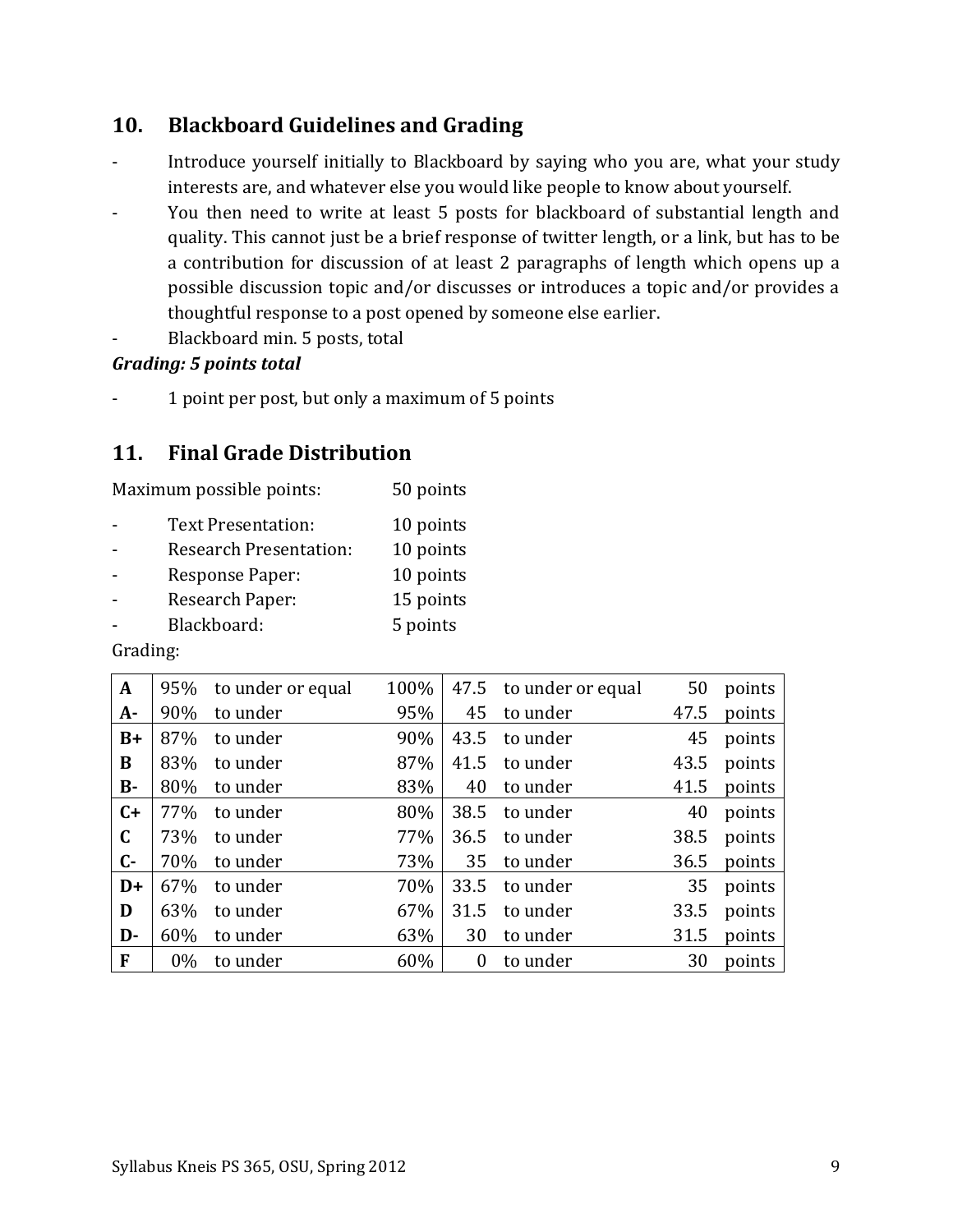## 10. Blackboard Guidelines and Grading

- Introduce yourself initially to Blackboard by saying who you are, what your study interests are, and whatever else you would like people to know about yourself.
- You then need to write at least 5 posts for blackboard of substantial length and quality. This cannot just be a brief response of twitter length, or a link, but has to be a contribution for discussion of at least 2 paragraphs of length which opens up a possible discussion topic and/or discusses or introduces a topic and/or provides a thoughtful response to a post opened by someone else earlier.
- Blackboard min. 5 posts, total

***Grading: 5 points total***

- 1 point per post, but only a maximum of 5 points

## 11. Final Grade Distribution

Maximum possible points: 50 points

- Text Presentation: 10 points
- Research Presentation: 10 points
- Response Paper: 10 points
- Research Paper: 15 points
- Blackboard: 5 points

Grading:

| Grade | From | | To | From | | To | |
|---|---|---|---|---|---|---|---|
| **A** | 95% | to under or equal | 100% | 47.5 | to under or equal | 50 | points |
| **A-** | 90% | to under | 95% | 45 | to under | 47.5 | points |
| **B+** | 87% | to under | 90% | 43.5 | to under | 45 | points |
| **B** | 83% | to under | 87% | 41.5 | to under | 43.5 | points |
| **B-** | 80% | to under | 83% | 40 | to under | 41.5 | points |
| **C+** | 77% | to under | 80% | 38.5 | to under | 40 | points |
| **C** | 73% | to under | 77% | 36.5 | to under | 38.5 | points |
| **C-** | 70% | to under | 73% | 35 | to under | 36.5 | points |
| **D+** | 67% | to under | 70% | 33.5 | to under | 35 | points |
| **D** | 63% | to under | 67% | 31.5 | to under | 33.5 | points |
| **D-** | 60% | to under | 63% | 30 | to under | 31.5 | points |
| **F** | 0% | to under | 60% | 0 | to under | 30 | points |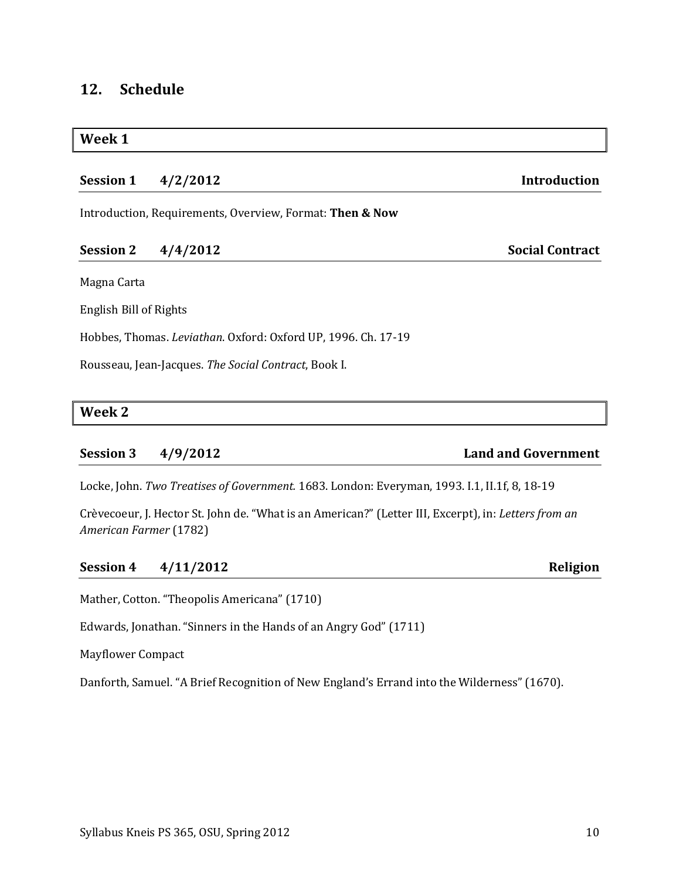## 12. Schedule

### Week 1

**Session 1 4/2/2012 Introduction**

Introduction, Requirements, Overview, Format: **Then & Now**

**Session 2 4/4/2012 Social Contract**

Magna Carta

English Bill of Rights

Hobbes, Thomas. *Leviathan*. Oxford: Oxford UP, 1996. Ch. 17-19

Rousseau, Jean-Jacques. *The Social Contract*, Book I.

### Week 2

**Session 3 4/9/2012 Land and Government**

Locke, John. *Two Treatises of Government.* 1683. London: Everyman, 1993. I.1, II.1f, 8, 18-19

Crèvecoeur, J. Hector St. John de. "What is an American?" (Letter III, Excerpt), in: *Letters from an American Farmer* (1782)

**Session 4 4/11/2012 Religion**

Mather, Cotton. "Theopolis Americana" (1710)

Edwards, Jonathan. "Sinners in the Hands of an Angry God" (1711)

Mayflower Compact

Danforth, Samuel. "A Brief Recognition of New England's Errand into the Wilderness" (1670).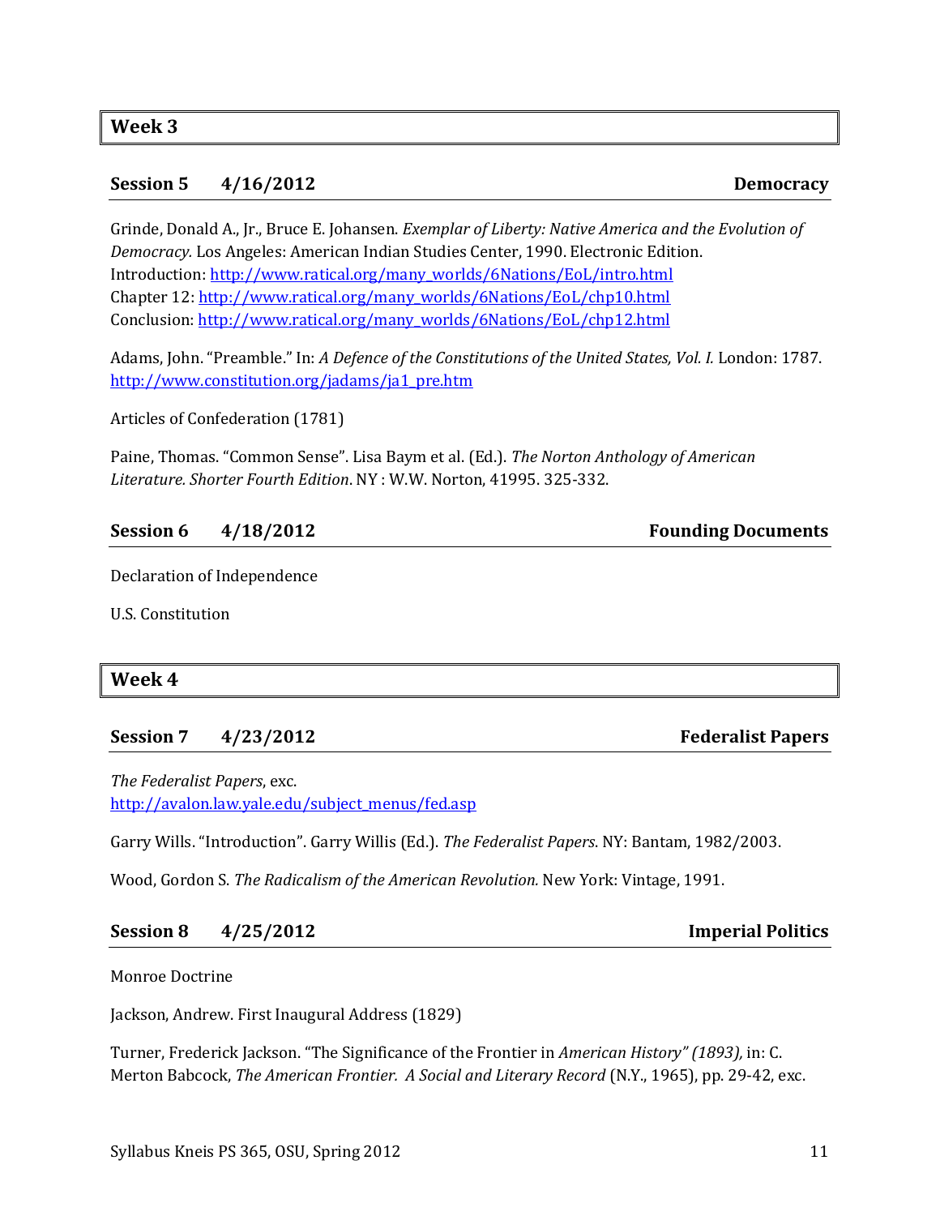## Week 3

### Session 5 4/16/2012 — Democracy

Grinde, Donald A., Jr., Bruce E. Johansen. *Exemplar of Liberty: Native America and the Evolution of Democracy.* Los Angeles: American Indian Studies Center, 1990. Electronic Edition.
Introduction: http://www.ratical.org/many_worlds/6Nations/EoL/intro.html
Chapter 12: http://www.ratical.org/many_worlds/6Nations/EoL/chp10.html
Conclusion: http://www.ratical.org/many_worlds/6Nations/EoL/chp12.html

Adams, John. "Preamble." In: *A Defence of the Constitutions of the United States, Vol. I.* London: 1787. http://www.constitution.org/jadams/ja1_pre.htm

Articles of Confederation (1781)

Paine, Thomas. "Common Sense". Lisa Baym et al. (Ed.). *The Norton Anthology of American Literature. Shorter Fourth Edition*. NY : W.W. Norton, 41995. 325-332.

### Session 6 4/18/2012 — Founding Documents

Declaration of Independence

U.S. Constitution

## Week 4

### Session 7 4/23/2012 — Federalist Papers

*The Federalist Papers*, exc.
http://avalon.law.yale.edu/subject_menus/fed.asp

Garry Wills. "Introduction". Garry Willis (Ed.). *The Federalist Papers.* NY: Bantam, 1982/2003.

Wood, Gordon S. *The Radicalism of the American Revolution.* New York: Vintage, 1991.

### Session 8 4/25/2012 — Imperial Politics

Monroe Doctrine

Jackson, Andrew. First Inaugural Address (1829)

Turner, Frederick Jackson. "The Significance of the Frontier in *American History" (1893),* in: C. Merton Babcock, *The American Frontier. A Social and Literary Record* (N.Y., 1965), pp. 29-42, exc.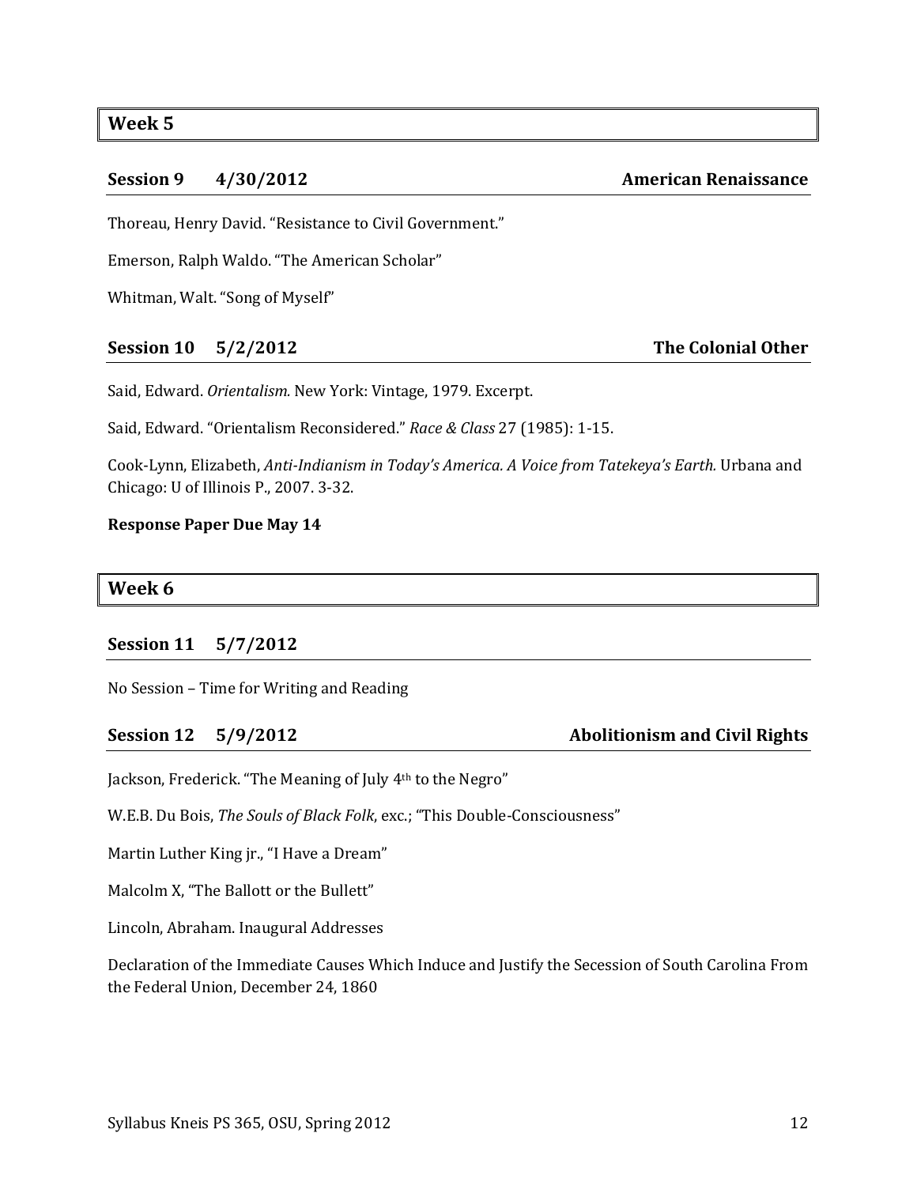## Week 5

### Session 9 4/30/2012 American Renaissance

Thoreau, Henry David. "Resistance to Civil Government."

Emerson, Ralph Waldo. "The American Scholar"

Whitman, Walt. "Song of Myself"

### Session 10 5/2/2012 The Colonial Other

Said, Edward. *Orientalism.* New York: Vintage, 1979. Excerpt.

Said, Edward. "Orientalism Reconsidered." *Race & Class* 27 (1985): 1-15.

Cook-Lynn, Elizabeth, *Anti-Indianism in Today's America. A Voice from Tatekeya's Earth.* Urbana and Chicago: U of Illinois P., 2007. 3-32.

**Response Paper Due May 14**

## Week 6

### Session 11 5/7/2012

No Session – Time for Writing and Reading

### Session 12 5/9/2012 Abolitionism and Civil Rights

Jackson, Frederick. "The Meaning of July 4th to the Negro"

W.E.B. Du Bois, *The Souls of Black Folk*, exc.; "This Double-Consciousness"

Martin Luther King jr., "I Have a Dream"

Malcolm X, "The Ballott or the Bullett"

Lincoln, Abraham. Inaugural Addresses

Declaration of the Immediate Causes Which Induce and Justify the Secession of South Carolina From the Federal Union, December 24, 1860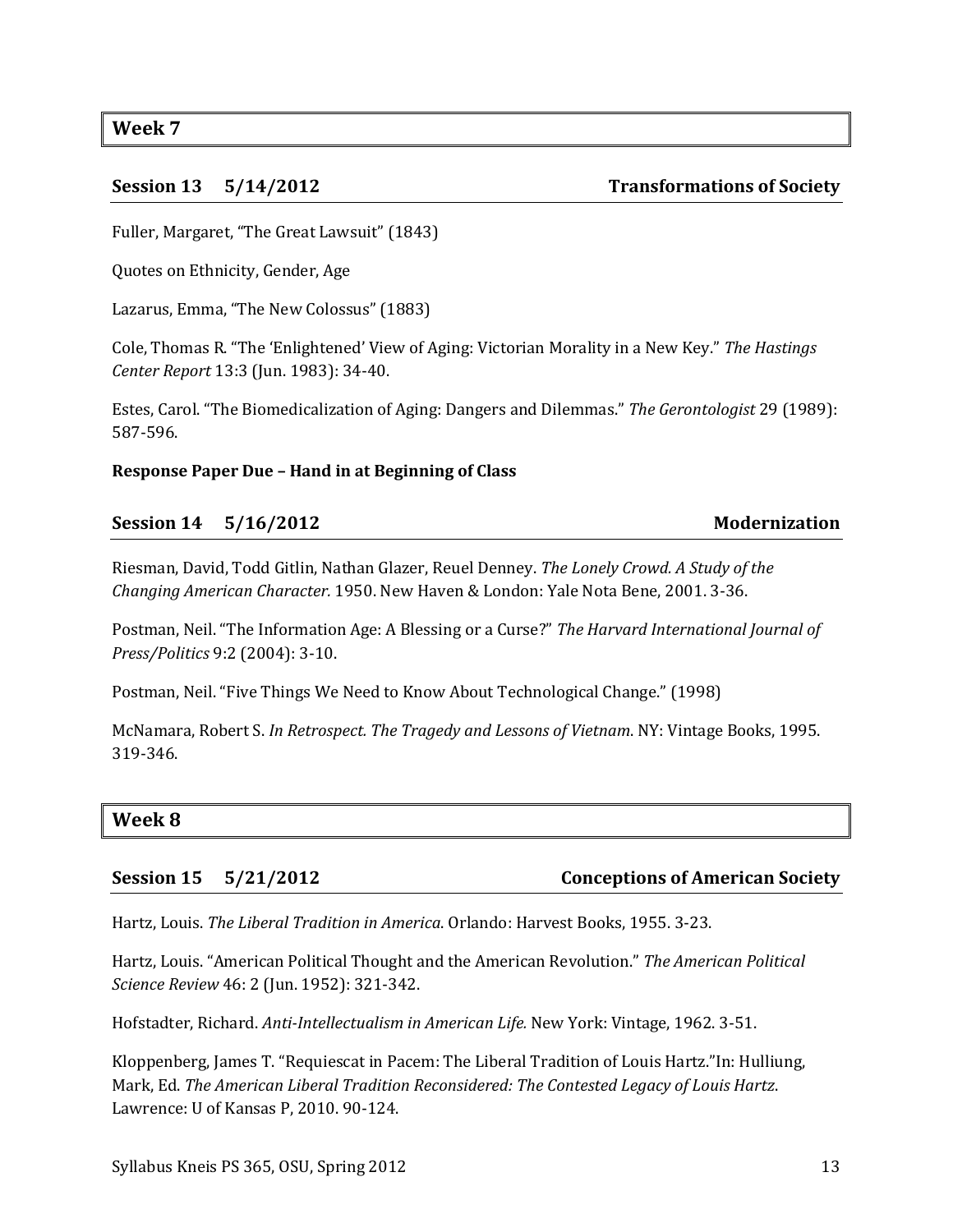## Week 7

### Session 13 5/14/2012 Transformations of Society

Fuller, Margaret, "The Great Lawsuit" (1843)

Quotes on Ethnicity, Gender, Age

Lazarus, Emma, "The New Colossus" (1883)

Cole, Thomas R. "The 'Enlightened' View of Aging: Victorian Morality in a New Key." *The Hastings Center Report* 13:3 (Jun. 1983): 34-40.

Estes, Carol. "The Biomedicalization of Aging: Dangers and Dilemmas." *The Gerontologist* 29 (1989): 587-596.

**Response Paper Due – Hand in at Beginning of Class**

### Session 14 5/16/2012 Modernization

Riesman, David, Todd Gitlin, Nathan Glazer, Reuel Denney. *The Lonely Crowd. A Study of the Changing American Character.* 1950. New Haven & London: Yale Nota Bene, 2001. 3-36.

Postman, Neil. "The Information Age: A Blessing or a Curse?" *The Harvard International Journal of Press/Politics* 9:2 (2004): 3-10.

Postman, Neil. "Five Things We Need to Know About Technological Change." (1998)

McNamara, Robert S. *In Retrospect. The Tragedy and Lessons of Vietnam*. NY: Vintage Books, 1995. 319-346.

## Week 8

### Session 15 5/21/2012 Conceptions of American Society

Hartz, Louis. *The Liberal Tradition in America*. Orlando: Harvest Books, 1955. 3-23.

Hartz, Louis. "American Political Thought and the American Revolution." *The American Political Science Review* 46: 2 (Jun. 1952): 321-342.

Hofstadter, Richard. *Anti-Intellectualism in American Life.* New York: Vintage, 1962. 3-51.

Kloppenberg, James T. "Requiescat in Pacem: The Liberal Tradition of Louis Hartz."In: Hulliung, Mark, Ed. *The American Liberal Tradition Reconsidered: The Contested Legacy of Louis Hartz*. Lawrence: U of Kansas P, 2010. 90-124.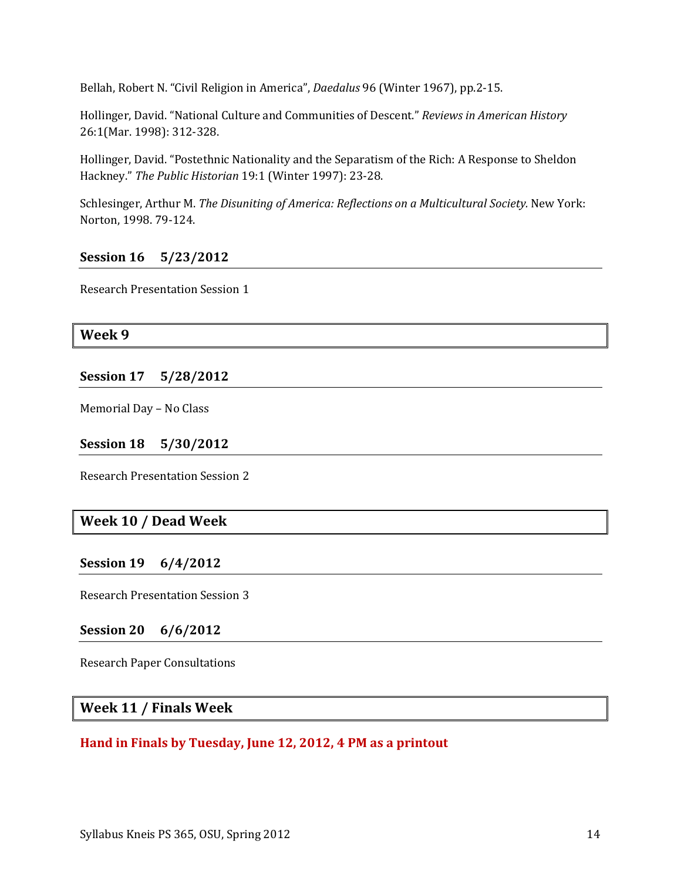Bellah, Robert N. "Civil Religion in America", *Daedalus* 96 (Winter 1967), pp.2-15.

Hollinger, David. "National Culture and Communities of Descent." *Reviews in American History* 26:1(Mar. 1998): 312-328.

Hollinger, David. "Postethnic Nationality and the Separatism of the Rich: A Response to Sheldon Hackney." *The Public Historian* 19:1 (Winter 1997): 23-28.

Schlesinger, Arthur M. *The Disuniting of America: Reflections on a Multicultural Society.* New York: Norton, 1998. 79-124.

### Session 16 5/23/2012

Research Presentation Session 1

## Week 9

### Session 17 5/28/2012

Memorial Day – No Class

### Session 18 5/30/2012

Research Presentation Session 2

## Week 10 / Dead Week

### Session 19 6/4/2012

Research Presentation Session 3

### Session 20 6/6/2012

Research Paper Consultations

## Week 11 / Finals Week

**Hand in Finals by Tuesday, June 12, 2012, 4 PM as a printout**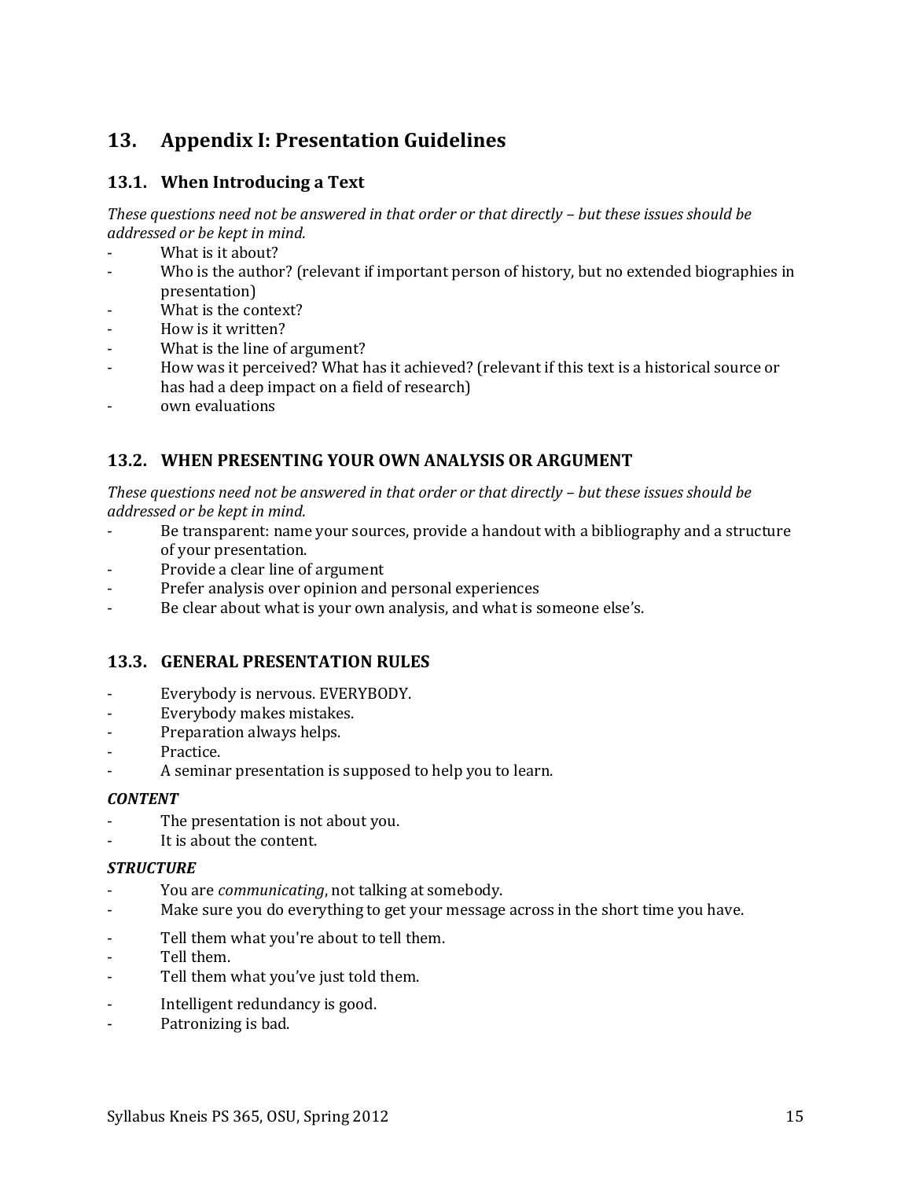## 13. Appendix I: Presentation Guidelines

### 13.1. When Introducing a Text

*These questions need not be answered in that order or that directly – but these issues should be addressed or be kept in mind.*

- What is it about?
- Who is the author? (relevant if important person of history, but no extended biographies in presentation)
- What is the context?
- How is it written?
- What is the line of argument?
- How was it perceived? What has it achieved? (relevant if this text is a historical source or has had a deep impact on a field of research)
- own evaluations

### 13.2. WHEN PRESENTING YOUR OWN ANALYSIS OR ARGUMENT

*These questions need not be answered in that order or that directly – but these issues should be addressed or be kept in mind.*

- Be transparent: name your sources, provide a handout with a bibliography and a structure of your presentation.
- Provide a clear line of argument
- Prefer analysis over opinion and personal experiences
- Be clear about what is your own analysis, and what is someone else's.

### 13.3. GENERAL PRESENTATION RULES

- Everybody is nervous. EVERYBODY.
- Everybody makes mistakes.
- Preparation always helps.
- Practice.
- A seminar presentation is supposed to help you to learn.

***CONTENT***

- The presentation is not about you.
- It is about the content.

***STRUCTURE***

- You are *communicating*, not talking at somebody.
- Make sure you do everything to get your message across in the short time you have.

- Tell them what you're about to tell them.
- Tell them.
- Tell them what you've just told them.

- Intelligent redundancy is good.
- Patronizing is bad.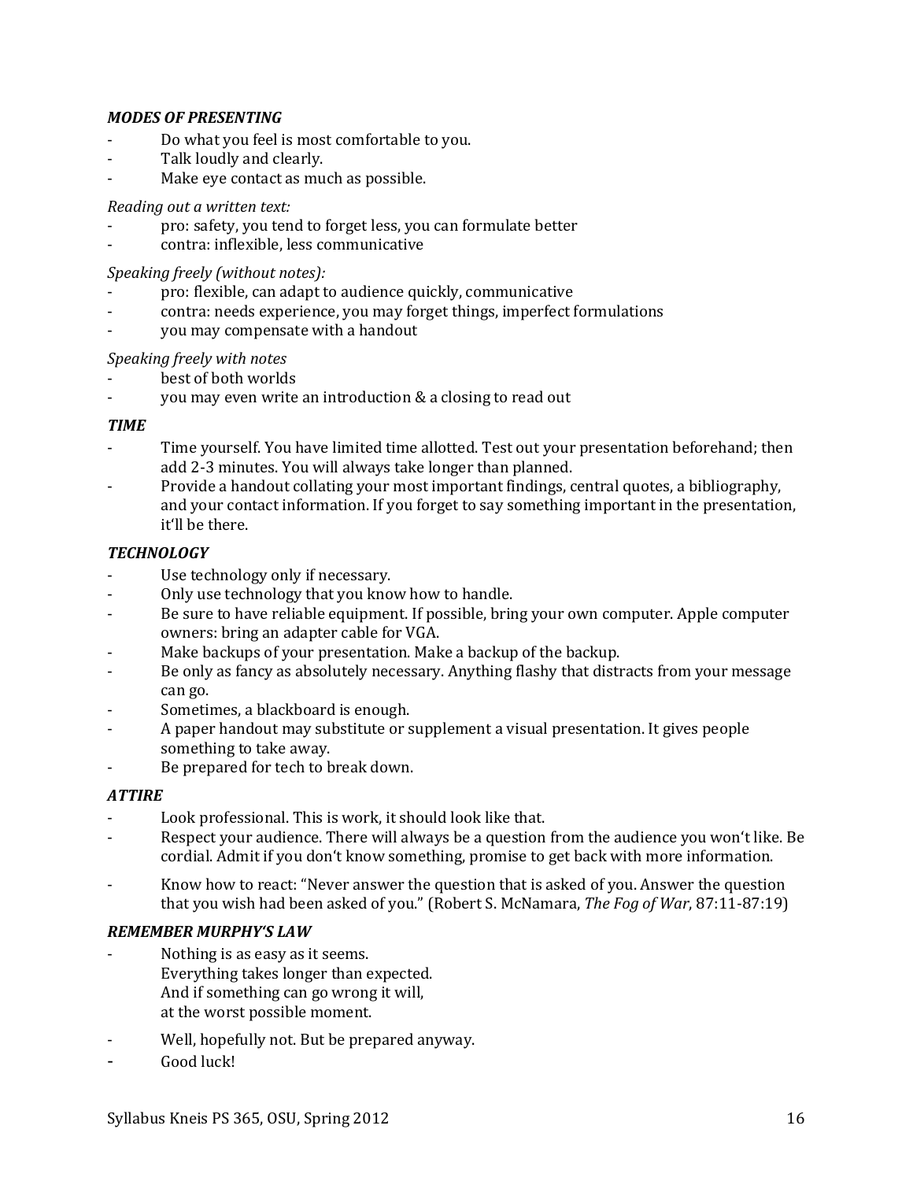***MODES OF PRESENTING***

- Do what you feel is most comfortable to you.
- Talk loudly and clearly.
- Make eye contact as much as possible.

*Reading out a written text:*

- pro: safety, you tend to forget less, you can formulate better
- contra: inflexible, less communicative

*Speaking freely (without notes):*

- pro: flexible, can adapt to audience quickly, communicative
- contra: needs experience, you may forget things, imperfect formulations
- you may compensate with a handout

*Speaking freely with notes*

- best of both worlds
- you may even write an introduction & a closing to read out

***TIME***

- Time yourself. You have limited time allotted. Test out your presentation beforehand; then add 2-3 minutes. You will always take longer than planned.
- Provide a handout collating your most important findings, central quotes, a bibliography, and your contact information. If you forget to say something important in the presentation, it'll be there.

***TECHNOLOGY***

- Use technology only if necessary.
- Only use technology that you know how to handle.
- Be sure to have reliable equipment. If possible, bring your own computer. Apple computer owners: bring an adapter cable for VGA.
- Make backups of your presentation. Make a backup of the backup.
- Be only as fancy as absolutely necessary. Anything flashy that distracts from your message can go.
- Sometimes, a blackboard is enough.
- A paper handout may substitute or supplement a visual presentation. It gives people something to take away.
- Be prepared for tech to break down.

***ATTIRE***

- Look professional. This is work, it should look like that.
- Respect your audience. There will always be a question from the audience you won't like. Be cordial. Admit if you don't know something, promise to get back with more information.
- Know how to react: "Never answer the question that is asked of you. Answer the question that you wish had been asked of you." (Robert S. McNamara, *The Fog of War*, 87:11-87:19)

***REMEMBER MURPHY'S LAW***

- Nothing is as easy as it seems.
  Everything takes longer than expected.
  And if something can go wrong it will,
  at the worst possible moment.
- Well, hopefully not. But be prepared anyway.
- Good luck!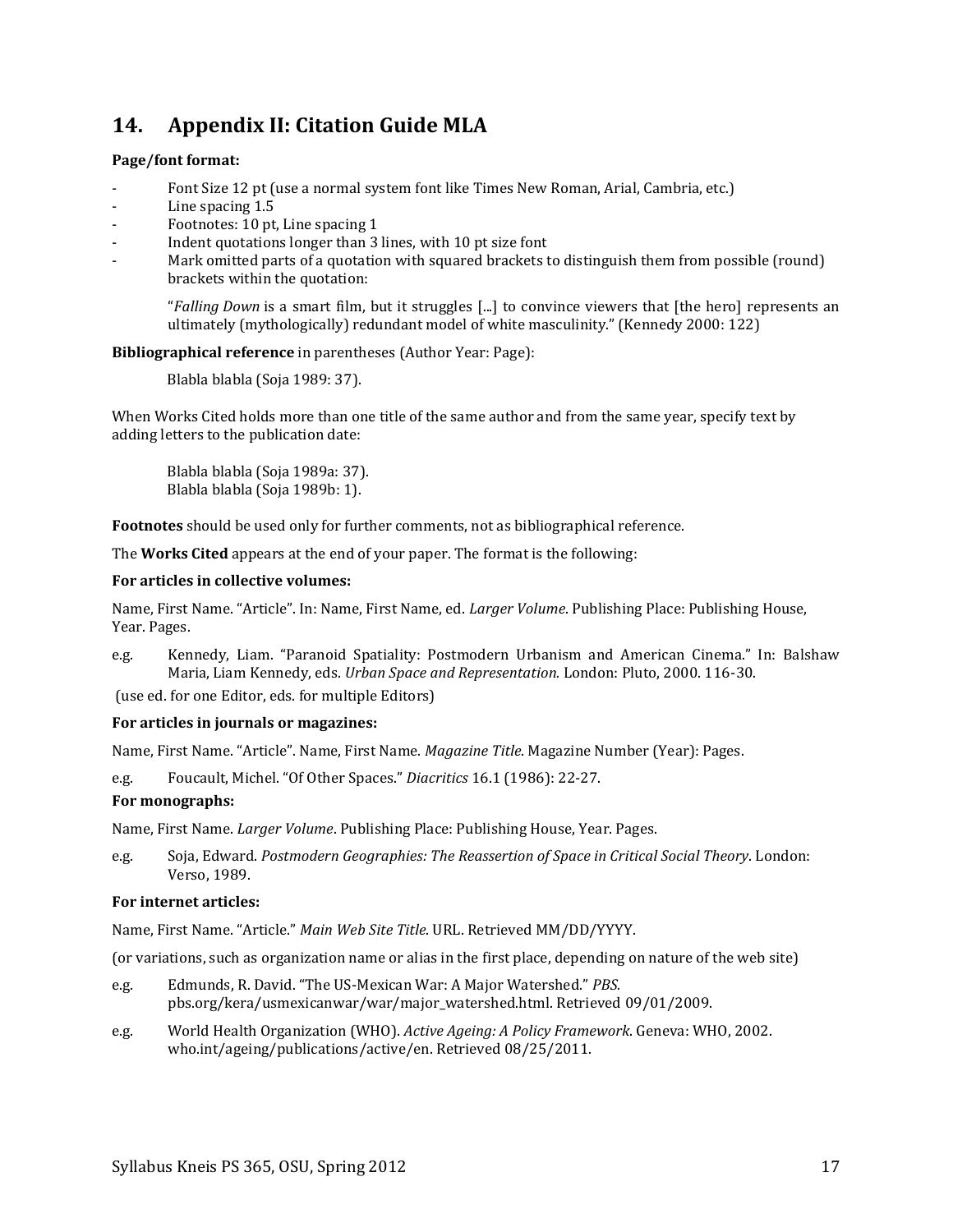## 14. Appendix II: Citation Guide MLA

**Page/font format:**

- Font Size 12 pt (use a normal system font like Times New Roman, Arial, Cambria, etc.)
- Line spacing 1.5
- Footnotes: 10 pt, Line spacing 1
- Indent quotations longer than 3 lines, with 10 pt size font
- Mark omitted parts of a quotation with squared brackets to distinguish them from possible (round) brackets within the quotation:

> "*Falling Down* is a smart film, but it struggles [...] to convince viewers that [the hero] represents an ultimately (mythologically) redundant model of white masculinity." (Kennedy 2000: 122)

**Bibliographical reference** in parentheses (Author Year: Page):

> Blabla blabla (Soja 1989: 37).

When Works Cited holds more than one title of the same author and from the same year, specify text by adding letters to the publication date:

> Blabla blabla (Soja 1989a: 37).
> Blabla blabla (Soja 1989b: 1).

**Footnotes** should be used only for further comments, not as bibliographical reference.

The **Works Cited** appears at the end of your paper. The format is the following:

**For articles in collective volumes:**

Name, First Name. "Article". In: Name, First Name, ed. *Larger Volume*. Publishing Place: Publishing House, Year. Pages.

e.g. Kennedy, Liam. "Paranoid Spatiality: Postmodern Urbanism and American Cinema." In: Balshaw Maria, Liam Kennedy, eds. *Urban Space and Representation.* London: Pluto, 2000. 116-30.

(use ed. for one Editor, eds. for multiple Editors)

**For articles in journals or magazines:**

Name, First Name. "Article". Name, First Name. *Magazine Title*. Magazine Number (Year): Pages.

e.g. Foucault, Michel. "Of Other Spaces." *Diacritics* 16.1 (1986): 22-27.

**For monographs:**

Name, First Name. *Larger Volume*. Publishing Place: Publishing House, Year. Pages.

e.g. Soja, Edward. *Postmodern Geographies: The Reassertion of Space in Critical Social Theory*. London: Verso, 1989.

**For internet articles:**

Name, First Name. "Article." *Main Web Site Title*. URL. Retrieved MM/DD/YYYY.

(or variations, such as organization name or alias in the first place, depending on nature of the web site)

e.g. Edmunds, R. David. "The US-Mexican War: A Major Watershed." *PBS*. pbs.org/kera/usmexicanwar/war/major_watershed.html. Retrieved 09/01/2009.

e.g. World Health Organization (WHO). *Active Ageing: A Policy Framework*. Geneva: WHO, 2002. who.int/ageing/publications/active/en. Retrieved 08/25/2011.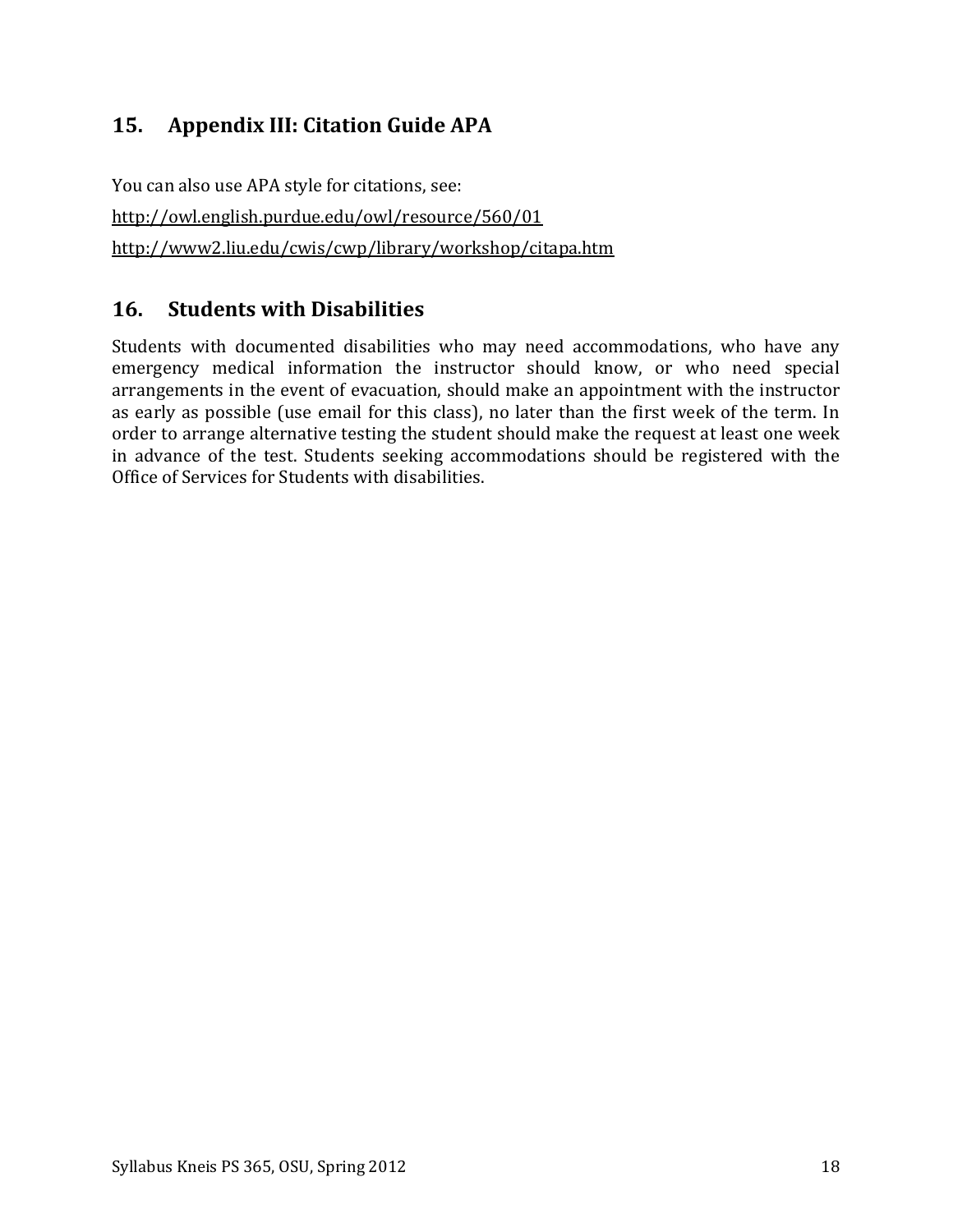## 15. Appendix III: Citation Guide APA

You can also use APA style for citations, see:

http://owl.english.purdue.edu/owl/resource/560/01

http://www2.liu.edu/cwis/cwp/library/workshop/citapa.htm

## 16. Students with Disabilities

Students with documented disabilities who may need accommodations, who have any emergency medical information the instructor should know, or who need special arrangements in the event of evacuation, should make an appointment with the instructor as early as possible (use email for this class), no later than the first week of the term. In order to arrange alternative testing the student should make the request at least one week in advance of the test. Students seeking accommodations should be registered with the Office of Services for Students with disabilities.